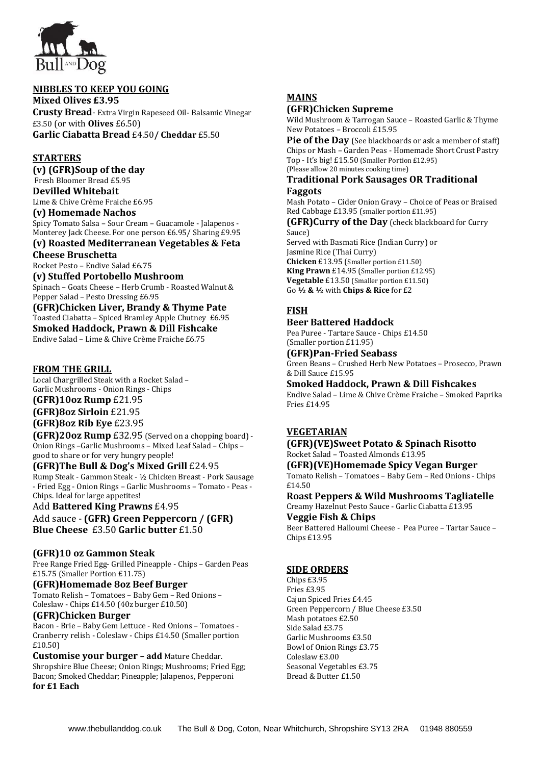Bull AND Dog

## NIBBLES TO KEEP YOU GOING

**Mixed Olives £3.95**

**Crusty Bread**- Extra Virgin Rapeseed Oil- Balsamic Vinegar £3.50 (or with **Olives** £6.50)

**Garlic Ciabatta Bread** £4.50**/ Cheddar** £5.50

## STARTERS

**(v) (GFR)Soup of the day**
Fresh Bloomer Bread £5.95

**Devilled Whitebait**
Lime & Chive Crème Fraiche £6.95

**(v) Homemade Nachos**
Spicy Tomato Salsa – Sour Cream – Guacamole - Jalapenos - Monterey Jack Cheese. For one person £6.95/ Sharing £9.95

**(v) Roasted Mediterranean Vegetables & Feta Cheese Bruschetta**
Rocket Pesto – Endive Salad £6.75

**(v) Stuffed Portobello Mushroom**
Spinach – Goats Cheese – Herb Crumb - Roasted Walnut & Pepper Salad – Pesto Dressing £6.95

**(GFR)Chicken Liver, Brandy & Thyme Pate**
Toasted Ciabatta – Spiced Bramley Apple Chutney £6.95

**Smoked Haddock, Prawn & Dill Fishcake**
Endive Salad – Lime & Chive Crème Fraiche £6.75

## FROM THE GRILL

Local Chargrilled Steak with a Rocket Salad – Garlic Mushrooms - Onion Rings - Chips

**(GFR)10oz Rump** £21.95

**(GFR)8oz Sirloin** £21.95

**(GFR)8oz Rib Eye** £23.95

**(GFR)20oz Rump** £32.95 (Served on a chopping board) - Onion Rings –Garlic Mushrooms – Mixed Leaf Salad – Chips – good to share or for very hungry people!

**(GFR)The Bull & Dog's Mixed Grill** £24.95
Rump Steak - Gammon Steak - ½ Chicken Breast - Pork Sausage - Fried Egg - Onion Rings – Garlic Mushrooms – Tomato - Peas - Chips. Ideal for large appetites!

Add **Battered King Prawns** £4.95

Add sauce - **(GFR) Green Peppercorn / (GFR) Blue Cheese** £3.50 **Garlic butter** £1.50

**(GFR)10 oz Gammon Steak**
Free Range Fried Egg- Grilled Pineapple - Chips – Garden Peas £15.75 (Smaller Portion £11.75)

**(GFR)Homemade 8oz Beef Burger**
Tomato Relish – Tomatoes – Baby Gem – Red Onions – Coleslaw - Chips £14.50 (40z burger £10.50)

**(GFR)Chicken Burger**
Bacon - Brie – Baby Gem Lettuce - Red Onions – Tomatoes - Cranberry relish - Coleslaw - Chips £14.50 (Smaller portion £10.50)

**Customise your burger – add** Mature Cheddar. Shropshire Blue Cheese; Onion Rings; Mushrooms; Fried Egg; Bacon; Smoked Cheddar; Pineapple; Jalapenos, Pepperoni **for £1 Each**

## MAINS

**(GFR)Chicken Supreme**
Wild Mushroom & Tarrogan Sauce – Roasted Garlic & Thyme New Potatoes – Broccoli £15.95

**Pie of the Day** (See blackboards or ask a member of staff)
Chips or Mash – Garden Peas - Homemade Short Crust Pastry Top - It's big! £15.50 (Smaller Portion £12.95)
(Please allow 20 minutes cooking time)

**Traditional Pork Sausages OR Traditional Faggots**
Mash Potato – Cider Onion Gravy – Choice of Peas or Braised Red Cabbage £13.95 (smaller portion £11.95)

**(GFR)Curry of the Day** (check blackboard for Curry Sauce)
Served with Basmati Rice (Indian Curry) or Jasmine Rice (Thai Curry)
**Chicken** £13.95 (Smaller portion £11.50)
**King Prawn** £14.95 (Smaller portion £12.95)
**Vegetable** £13.50 (Smaller portion £11.50)
Go **½ & ½** with **Chips & Rice** for £2

## FISH

**Beer Battered Haddock**
Pea Puree - Tartare Sauce - Chips £14.50 (Smaller portion £11.95)

**(GFR)Pan-Fried Seabass**
Green Beans – Crushed Herb New Potatoes – Prosecco, Prawn & Dill Sauce £15.95

**Smoked Haddock, Prawn & Dill Fishcakes**
Endive Salad – Lime & Chive Crème Fraiche – Smoked Paprika Fries £14.95

## VEGETARIAN

**(GFR)(VE)Sweet Potato & Spinach Risotto**
Rocket Salad – Toasted Almonds £13.95

**(GFR)(VE)Homemade Spicy Vegan Burger**
Tomato Relish – Tomatoes – Baby Gem – Red Onions - Chips £14.50

**Roast Peppers & Wild Mushrooms Tagliatelle**
Creamy Hazelnut Pesto Sauce - Garlic Ciabatta £13.95

**Veggie Fish & Chips**
Beer Battered Halloumi Cheese - Pea Puree – Tartar Sauce – Chips £13.95

## SIDE ORDERS

Chips £3.95
Fries £3.95
Cajun Spiced Fries £4.45
Green Peppercorn / Blue Cheese £3.50
Mash potatoes £2.50
Side Salad £3.75
Garlic Mushrooms £3.50
Bowl of Onion Rings £3.75
Coleslaw £3.00
Seasonal Vegetables £3.75
Bread & Butter £1.50

www.thebullanddog.co.uk The Bull & Dog, Coton, Near Whitchurch, Shropshire SY13 2RA 01948 880559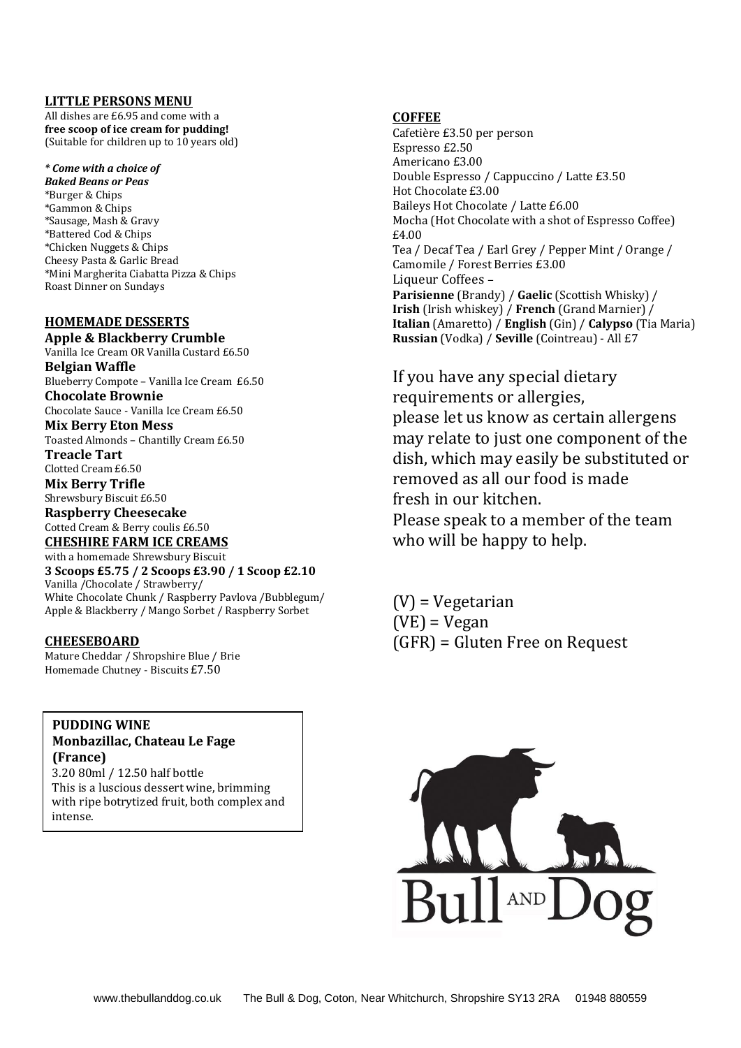## LITTLE PERSONS MENU

All dishes are £6.95 and come with a **free scoop of ice cream for pudding!**
(Suitable for children up to 10 years old)

***\* Come with a choice of Baked Beans or Peas***

*Burger & Chips
*Gammon & Chips
*Sausage, Mash & Gravy
*Battered Cod & Chips
*Chicken Nuggets & Chips
Cheesy Pasta & Garlic Bread
*Mini Margherita Ciabatta Pizza & Chips
Roast Dinner on Sundays

## HOMEMADE DESSERTS

**Apple & Blackberry Crumble**
Vanilla Ice Cream OR Vanilla Custard £6.50

**Belgian Waffle**
Blueberry Compote – Vanilla Ice Cream £6.50

**Chocolate Brownie**
Chocolate Sauce - Vanilla Ice Cream £6.50

**Mix Berry Eton Mess**
Toasted Almonds – Chantilly Cream £6.50

**Treacle Tart**
Clotted Cream £6.50

**Mix Berry Trifle**
Shrewsbury Biscuit £6.50

**Raspberry Cheesecake**
Cotted Cream & Berry coulis £6.50

## CHESHIRE FARM ICE CREAMS

with a homemade Shrewsbury Biscuit
**3 Scoops £5.75 / 2 Scoops £3.90 / 1 Scoop £2.10**
Vanilla /Chocolate / Strawberry/
White Chocolate Chunk / Raspberry Pavlova /Bubblegum/
Apple & Blackberry / Mango Sorbet / Raspberry Sorbet

## CHEESEBOARD

Mature Cheddar / Shropshire Blue / Brie
Homemade Chutney - Biscuits £7.50

**PUDDING WINE**
**Monbazillac, Chateau Le Fage (France)**
3.20 80ml / 12.50 half bottle
This is a luscious dessert wine, brimming with ripe botrytized fruit, both complex and intense.

## COFFEE

Cafetière £3.50 per person
Espresso £2.50
Americano £3.00
Double Espresso / Cappuccino / Latte £3.50
Hot Chocolate £3.00
Baileys Hot Chocolate / Latte £6.00
Mocha (Hot Chocolate with a shot of Espresso Coffee) £4.00
Tea / Decaf Tea / Earl Grey / Pepper Mint / Orange / Camomile / Forest Berries £3.00
Liqueur Coffees –
**Parisienne** (Brandy) / **Gaelic** (Scottish Whisky) / **Irish** (Irish whiskey) / **French** (Grand Marnier) / **Italian** (Amaretto) / **English** (Gin) / **Calypso** (Tia Maria) **Russian** (Vodka) / **Seville** (Cointreau) - All £7

If you have any special dietary requirements or allergies, please let us know as certain allergens may relate to just one component of the dish, which may easily be substituted or removed as all our food is made fresh in our kitchen.
Please speak to a member of the team who will be happy to help.

(V) = Vegetarian
(VE) = Vegan
(GFR) = Gluten Free on Request

Bull AND Dog

www.thebullanddog.co.uk The Bull & Dog, Coton, Near Whitchurch, Shropshire SY13 2RA 01948 880559